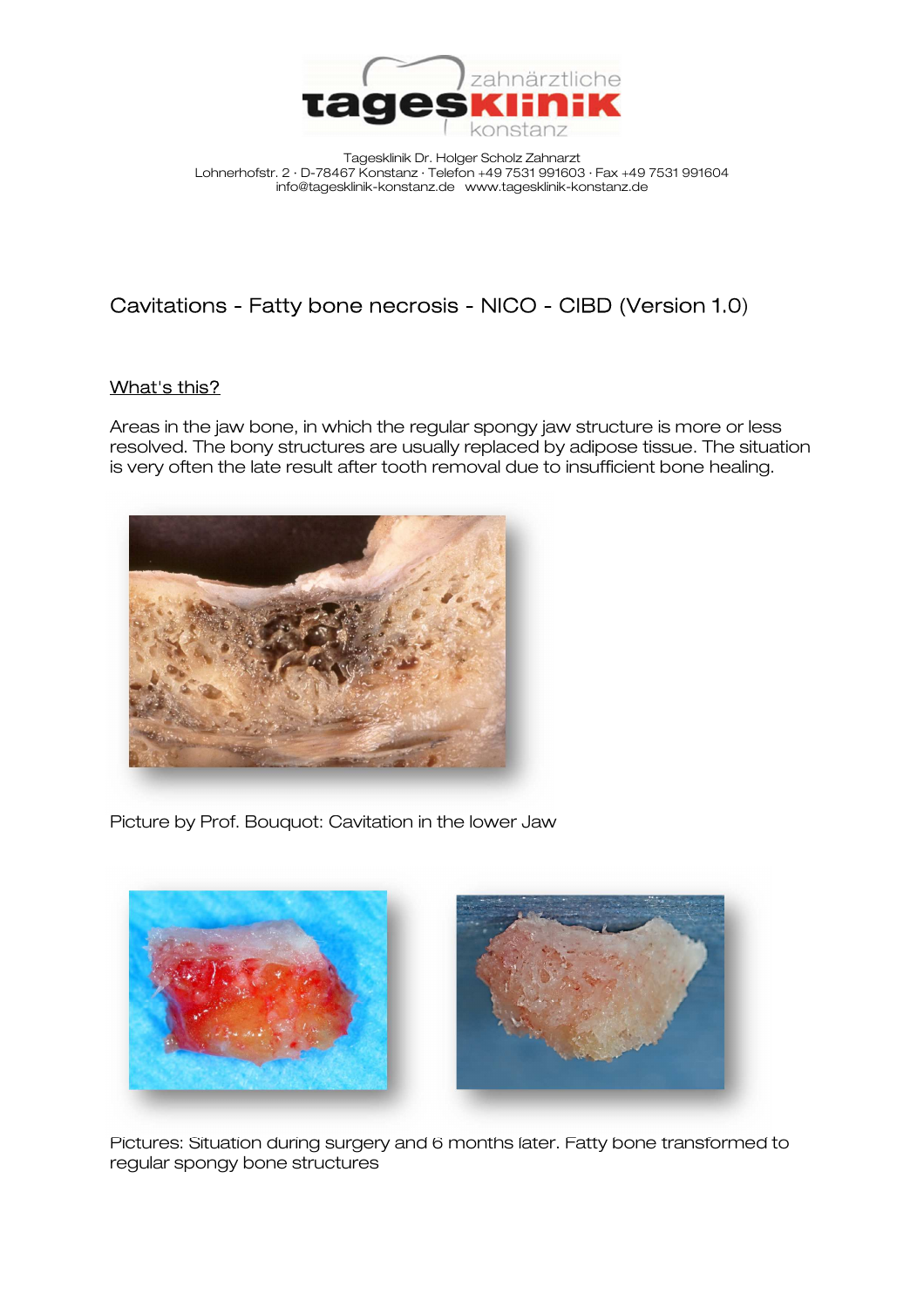Tagesklinik Dr. Holger Scholz Zahnarzt
Lohnerhofstr. 2 · D-78467 Konstanz · Telefon +49 7531 991603 · Fax +49 7531 991604
info@tagesklinik-konstanz.de www.tagesklinik-konstanz.de

# Cavitations - Fatty bone necrosis - NICO - CIBD (Version 1.0)

## What's this?

Areas in the jaw bone, in which the regular spongy jaw structure is more or less resolved. The bony structures are usually replaced by adipose tissue. The situation is very often the late result after tooth removal due to insufficient bone healing.

Picture by Prof. Bouquot: Cavitation in the lower Jaw

Pictures: Situation during surgery and 6 months later. Fatty bone transformed to regular spongy bone structures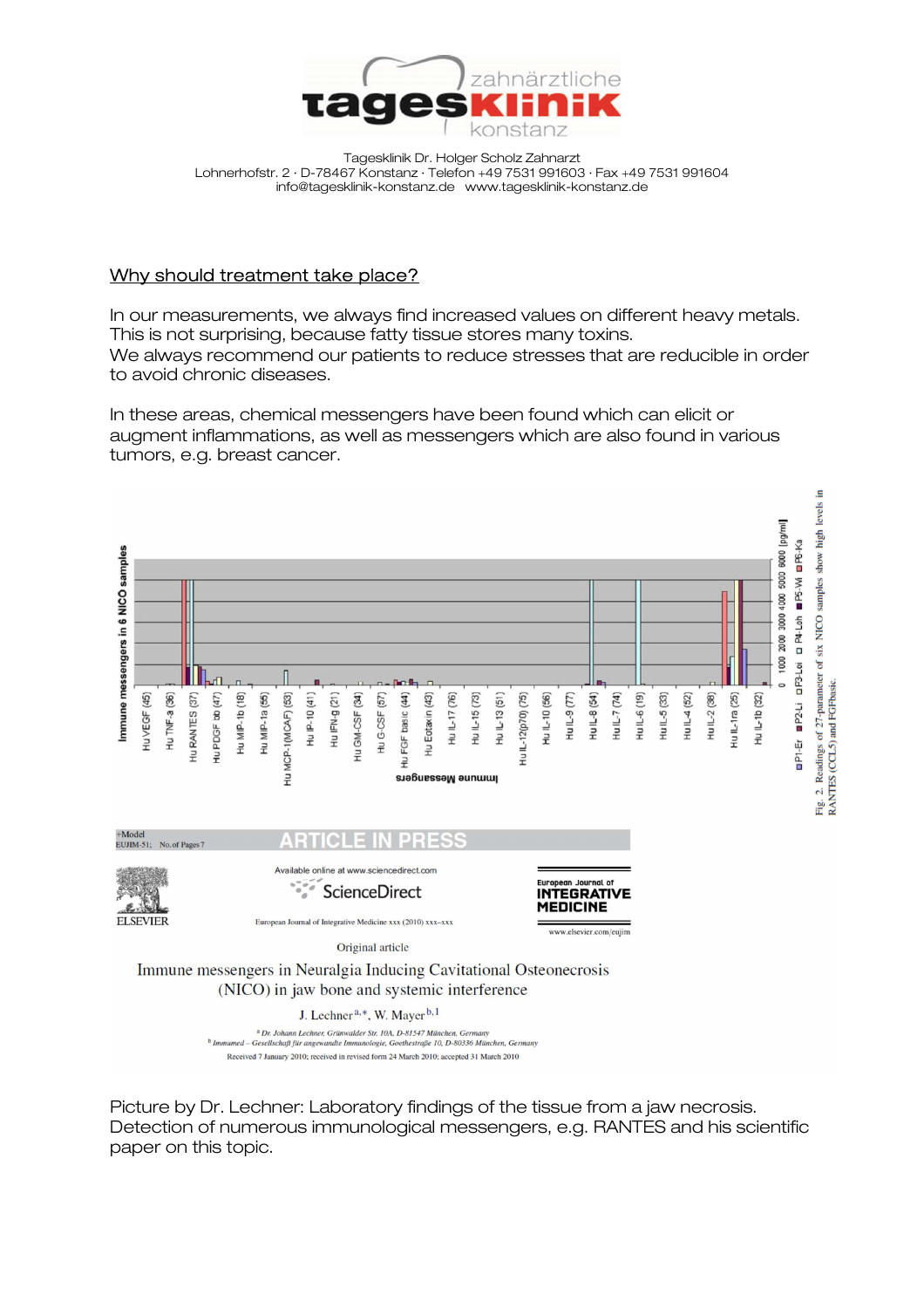Tageskliník Dr. Holger Scholz Zahnarzt
Lohnerhofstr. 2 · D-78467 Konstanz · Telefon +49 7531 991603 · Fax +49 7531 991604
info@tagesklinik-konstanz.de www.tagesklinik-konstanz.de

## Why should treatment take place?

In our measurements, we always find increased values on different heavy metals. This is not surprising, because fatty tissue stores many toxins.
We always recommend our patients to reduce stresses that are reducible in order to avoid chronic diseases.

In these areas, chemical messengers have been found which can elicit or augment inflammations, as well as messengers which are also found in various tumors, e.g. breast cancer.

Immune messengers in 6 NICO samples

0 1000 2000 3000 4000 5000 6000 [pg/ml]

Hu VEGF (45)
Hu TNF-a (36)
Hu RANTES (37)
Hu PDGF bb (47)
Hu MIP-1b (18)
Hu MIP-1a (55)
Hu MCP-1(MCAF) (53)
Hu IP-10 (41)
Hu IFN-g (21)
Hu GM-CSF (34)
Hu G-CSF (57)
Hu FGF basic (44)
Hu Eotaxin (43)
Hu IL-17 (76)
Hu IL-15 (73)
Hu IL-13 (51)
Hu IL-12(p70) (75)
Hu IL-10 (56)
Hu IL-9 (77)
Hu IL-8 (54)
Hu IL-7 (74)
Hu IL-6 (19)
Hu IL-5 (33)
Hu IL-4 (52)
Hu IL-2 (38)
Hu IL-1ra (25)
Hu IL-1b (32)

Immune Messengers

P1-Er P2-Li P3-Loi P4-Loh P5-Wi P6-Ka

Fig. 2. Readings of 27-parameter of six NICO samples show high levels in RANTES (CCL5) and FGFbasic.

+Model
EUJIM-51; No. of Pages 7

ARTICLE IN PRESS

ELSEVIER

Available online at www.sciencedirect.com
ScienceDirect
European Journal of Integrative Medicine xxx (2010) xxx–xxx

European Journal of
INTEGRATIVE MEDICINE
www.elsevier.com/eujim

Original article

Immune messengers in Neuralgia Inducing Cavitational Osteonecrosis (NICO) in jaw bone and systemic interference

J. Lechner[a,*], W. Mayer[b,1]

[a] Dr. Johann Lechner, Grünwalder Str. 10A, D-81547 München, Germany
[b] Immumed – Gesellschaft für angewandte Immunologie, Goethestraße 10, D-80336 München, Germany

Received 7 January 2010; received in revised form 24 March 2010; accepted 31 March 2010

Picture by Dr. Lechner: Laboratory findings of the tissue from a jaw necrosis. Detection of numerous immunological messengers, e.g. RANTES and his scientific paper on this topic.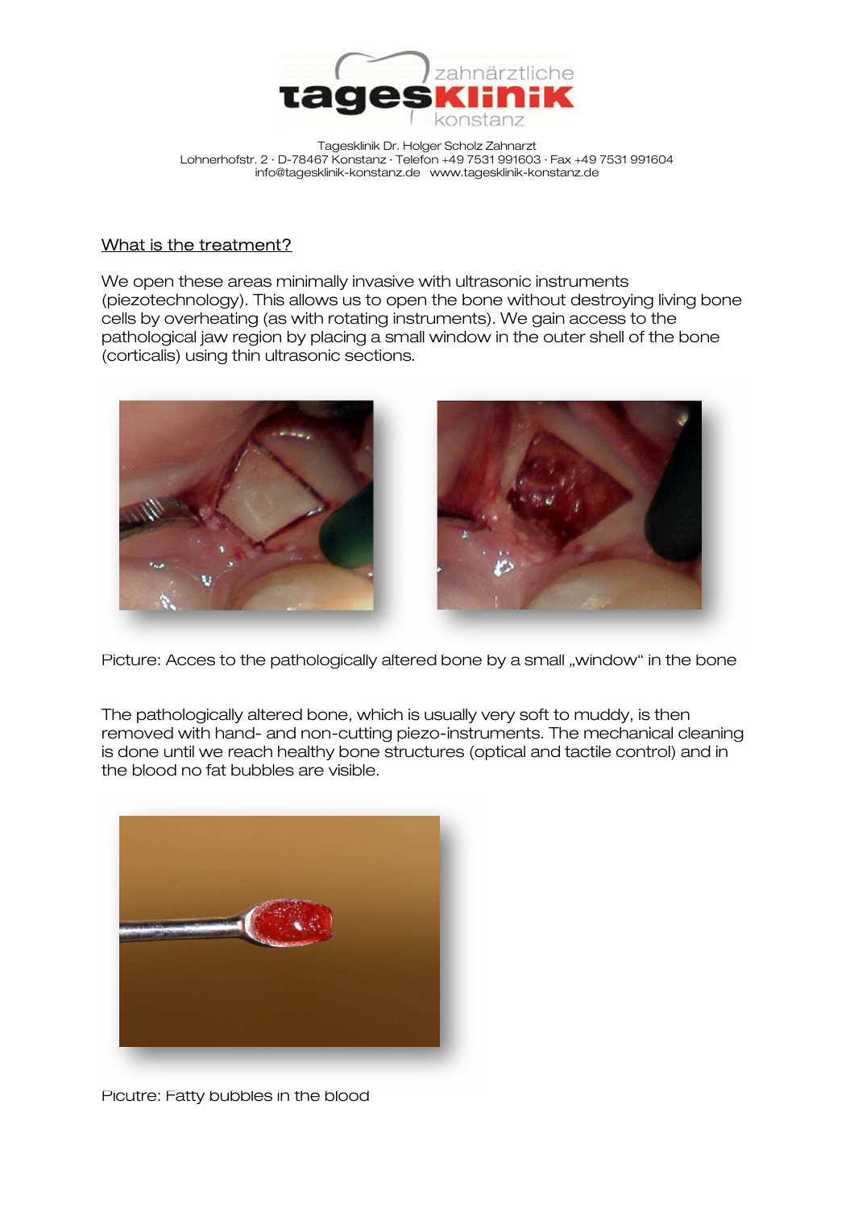## What is the treatment?

We open these areas minimally invasive with ultrasonic instruments (piezotechnology). This allows us to open the bone without destroying living bone cells by overheating (as with rotating instruments). We gain access to the pathological jaw region by placing a small window in the outer shell of the bone (corticalis) using thin ultrasonic sections.

Picture: Acces to the pathologically altered bone by a small „window" in the bone

The pathologically altered bone, which is usually very soft to muddy, is then removed with hand- and non-cutting piezo-instruments. The mechanical cleaning is done until we reach healthy bone structures (optical and tactile control) and in the blood no fat bubbles are visible.

Picutre: Fatty bubbles in the blood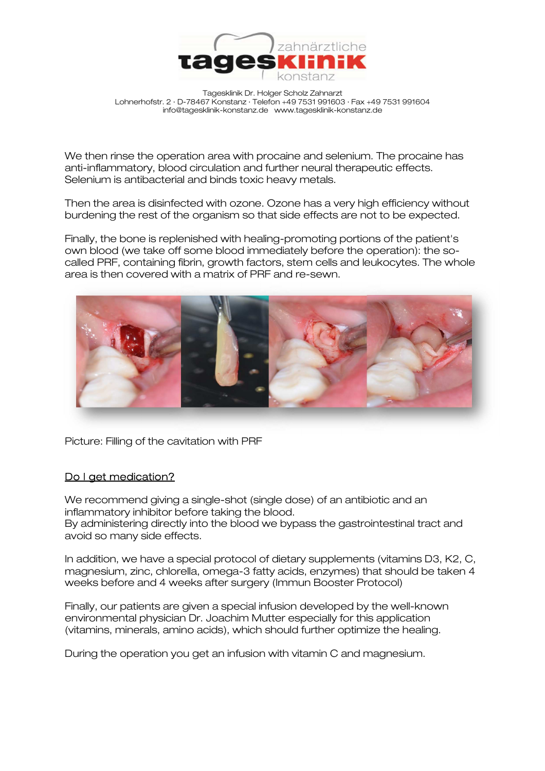We then rinse the operation area with procaine and selenium. The procaine has anti-inflammatory, blood circulation and further neural therapeutic effects. Selenium is antibacterial and binds toxic heavy metals.

Then the area is disinfected with ozone. Ozone has a very high efficiency without burdening the rest of the organism so that side effects are not to be expected.

Finally, the bone is replenished with healing-promoting portions of the patient's own blood (we take off some blood immediately before the operation): the so-called PRF, containing fibrin, growth factors, stem cells and leukocytes. The whole area is then covered with a matrix of PRF and re-sewn.

Picture: Filling of the cavitation with PRF

## Do I get medication?

We recommend giving a single-shot (single dose) of an antibiotic and an inflammatory inhibitor before taking the blood.
By administering directly into the blood we bypass the gastrointestinal tract and avoid so many side effects.

In addition, we have a special protocol of dietary supplements (vitamins D3, K2, C, magnesium, zinc, chlorella, omega-3 fatty acids, enzymes) that should be taken 4 weeks before and 4 weeks after surgery (Immun Booster Protocol)

Finally, our patients are given a special infusion developed by the well-known environmental physician Dr. Joachim Mutter especially for this application (vitamins, minerals, amino acids), which should further optimize the healing.

During the operation you get an infusion with vitamin C and magnesium.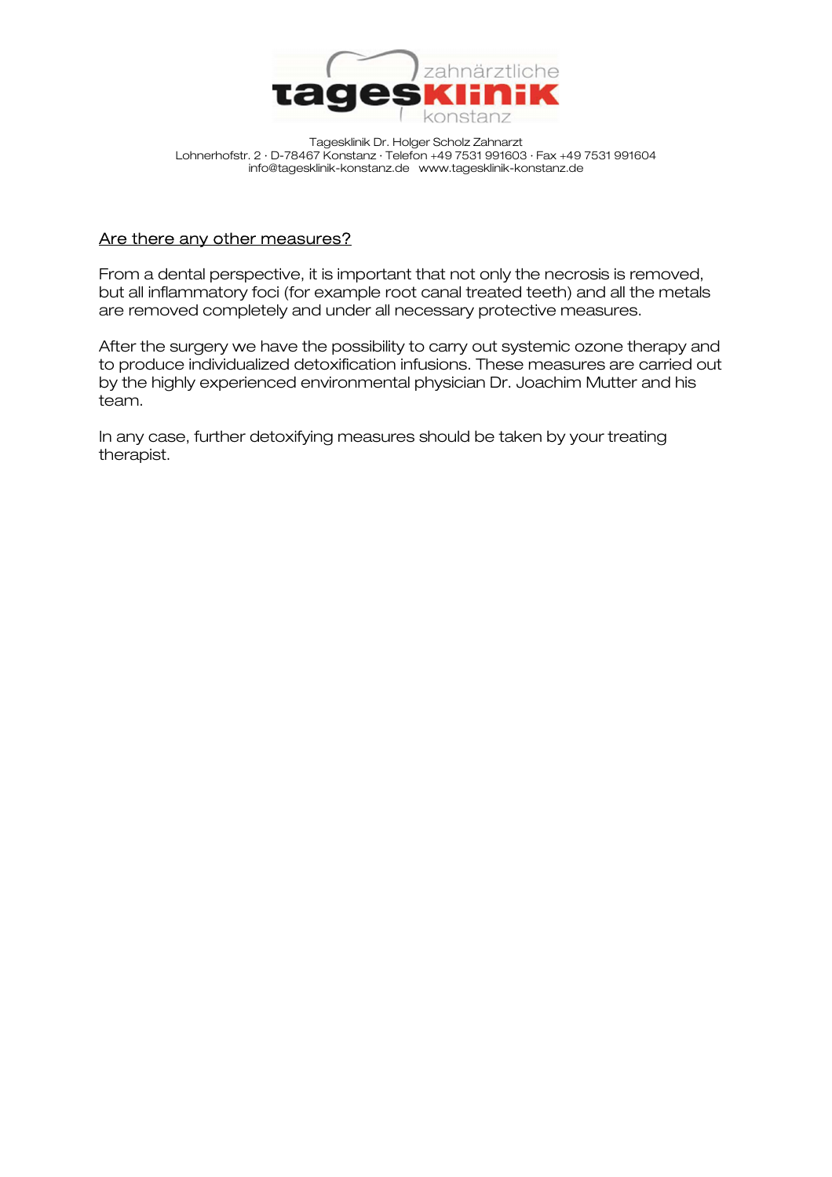## Are there any other measures?

From a dental perspective, it is important that not only the necrosis is removed, but all inflammatory foci (for example root canal treated teeth) and all the metals are removed completely and under all necessary protective measures.

After the surgery we have the possibility to carry out systemic ozone therapy and to produce individualized detoxification infusions. These measures are carried out by the highly experienced environmental physician Dr. Joachim Mutter and his team.

In any case, further detoxifying measures should be taken by your treating therapist.